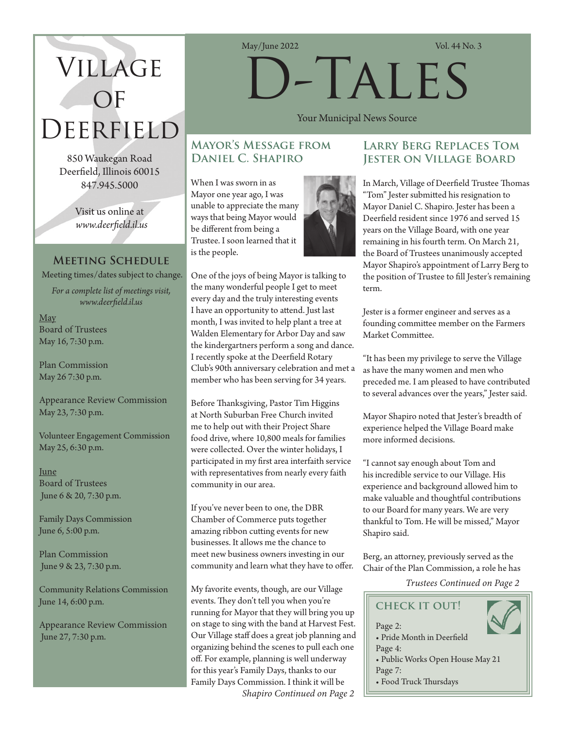# Village of Deerfield

850 Waukegan Road
Deerfield, Illinois 60015
847.945.5000

Visit us online at
*www.deerfield.il.us*

May/June 2022 Vol. 44 No. 3

# D-Tales

Your Municipal News Source

## Meeting Schedule

Meeting times/dates subject to change.

*For a complete list of meetings visit, www.deerfield.il.us*

May

Board of Trustees
May 16, 7:30 p.m.

Plan Commission
May 26 7:30 p.m.

Appearance Review Commission
May 23, 7:30 p.m.

Volunteer Engagement Commission
May 25, 6:30 p.m.

June

Board of Trustees
June 6 & 20, 7:30 p.m.

Family Days Commission
June 6, 5:00 p.m.

Plan Commission
June 9 & 23, 7:30 p.m.

Community Relations Commission
June 14, 6:00 p.m.

Appearance Review Commission
June 27, 7:30 p.m.

## Mayor's Message from Daniel C. Shapiro

When I was sworn in as Mayor one year ago, I was unable to appreciate the many ways that being Mayor would be different from being a Trustee. I soon learned that it is the people.

One of the joys of being Mayor is talking to the many wonderful people I get to meet every day and the truly interesting events I have an opportunity to attend. Just last month, I was invited to help plant a tree at Walden Elementary for Arbor Day and saw the kindergartners perform a song and dance. I recently spoke at the Deerfield Rotary Club's 90th anniversary celebration and met a member who has been serving for 34 years.

Before Thanksgiving, Pastor Tim Higgins at North Suburban Free Church invited me to help out with their Project Share food drive, where 10,800 meals for families were collected. Over the winter holidays, I participated in my first area interfaith service with representatives from nearly every faith community in our area.

If you've never been to one, the DBR Chamber of Commerce puts together amazing ribbon cutting events for new businesses. It allows me the chance to meet new business owners investing in our community and learn what they have to offer.

My favorite events, though, are our Village events. They don't tell you when you're running for Mayor that they will bring you up on stage to sing with the band at Harvest Fest. Our Village staff does a great job planning and organizing behind the scenes to pull each one off. For example, planning is well underway for this year's Family Days, thanks to our Family Days Commission. I think it will be

*Shapiro Continued on Page 2*

## Larry Berg Replaces Tom Jester on Village Board

In March, Village of Deerfield Trustee Thomas "Tom" Jester submitted his resignation to Mayor Daniel C. Shapiro. Jester has been a Deerfield resident since 1976 and served 15 years on the Village Board, with one year remaining in his fourth term. On March 21, the Board of Trustees unanimously accepted Mayor Shapiro's appointment of Larry Berg to the position of Trustee to fill Jester's remaining term.

Jester is a former engineer and serves as a founding committee member on the Farmers Market Committee.

"It has been my privilege to serve the Village as have the many women and men who preceded me. I am pleased to have contributed to several advances over the years," Jester said.

Mayor Shapiro noted that Jester's breadth of experience helped the Village Board make more informed decisions.

"I cannot say enough about Tom and his incredible service to our Village. His experience and background allowed him to make valuable and thoughtful contributions to our Board for many years. We are very thankful to Tom. He will be missed," Mayor Shapiro said.

Berg, an attorney, previously served as the Chair of the Plan Commission, a role he has

*Trustees Continued on Page 2*

### Check It Out!

Page 2:
- Pride Month in Deerfield

Page 4:
- Public Works Open House May 21

Page 7:
- Food Truck Thursdays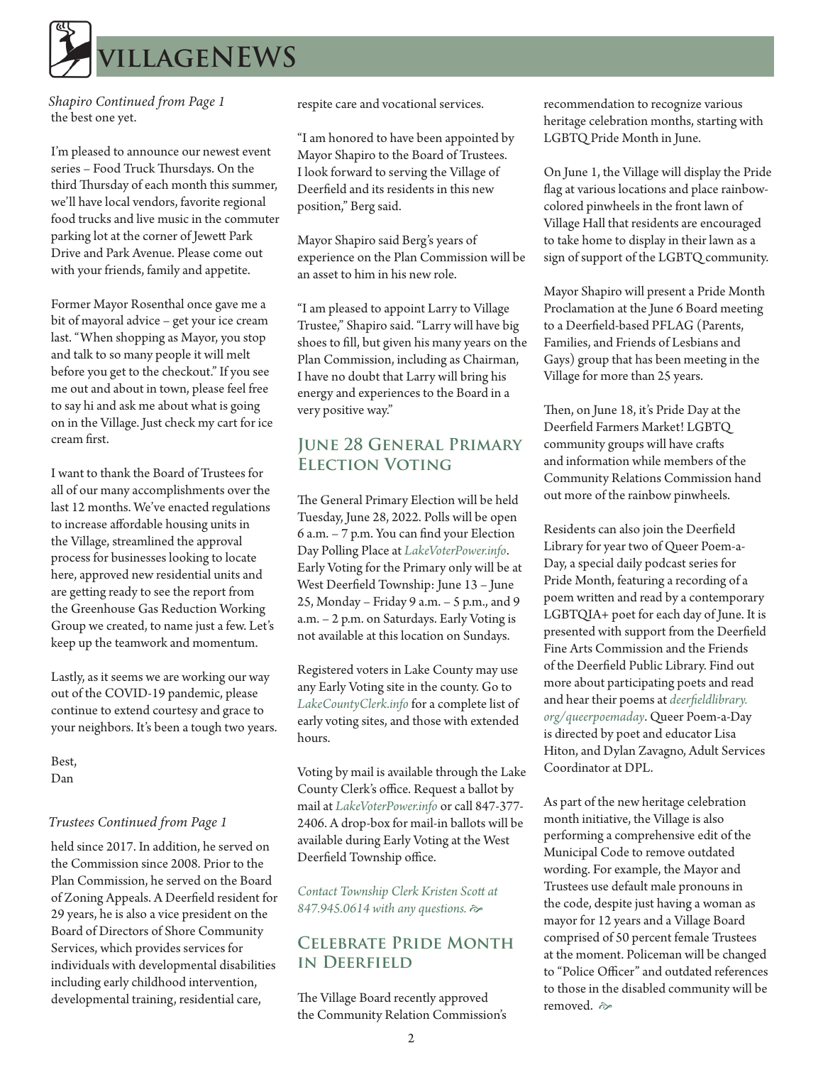*Shapiro Continued from Page 1*

the best one yet.

I'm pleased to announce our newest event series – Food Truck Thursdays. On the third Thursday of each month this summer, we'll have local vendors, favorite regional food trucks and live music in the commuter parking lot at the corner of Jewett Park Drive and Park Avenue. Please come out with your friends, family and appetite.

Former Mayor Rosenthal once gave me a bit of mayoral advice – get your ice cream last. "When shopping as Mayor, you stop and talk to so many people it will melt before you get to the checkout." If you see me out and about in town, please feel free to say hi and ask me about what is going on in the Village. Just check my cart for ice cream first.

I want to thank the Board of Trustees for all of our many accomplishments over the last 12 months. We've enacted regulations to increase affordable housing units in the Village, streamlined the approval process for businesses looking to locate here, approved new residential units and are getting ready to see the report from the Greenhouse Gas Reduction Working Group we created, to name just a few. Let's keep up the teamwork and momentum.

Lastly, as it seems we are working our way out of the COVID-19 pandemic, please continue to extend courtesy and grace to your neighbors. It's been a tough two years.

Best,
Dan

*Trustees Continued from Page 1*

held since 2017. In addition, he served on the Commission since 2008. Prior to the Plan Commission, he served on the Board of Zoning Appeals. A Deerfield resident for 29 years, he is also a vice president on the Board of Directors of Shore Community Services, which provides services for individuals with developmental disabilities including early childhood intervention, developmental training, residential care, respite care and vocational services.

"I am honored to have been appointed by Mayor Shapiro to the Board of Trustees. I look forward to serving the Village of Deerfield and its residents in this new position," Berg said.

Mayor Shapiro said Berg's years of experience on the Plan Commission will be an asset to him in his new role.

"I am pleased to appoint Larry to Village Trustee," Shapiro said. "Larry will have big shoes to fill, but given his many years on the Plan Commission, including as Chairman, I have no doubt that Larry will bring his energy and experiences to the Board in a very positive way."

## June 28 General Primary Election Voting

The General Primary Election will be held Tuesday, June 28, 2022. Polls will be open 6 a.m. – 7 p.m. You can find your Election Day Polling Place at *LakeVoterPower.info*. Early Voting for the Primary only will be at West Deerfield Township: June 13 – June 25, Monday – Friday 9 a.m. – 5 p.m., and 9 a.m. – 2 p.m. on Saturdays. Early Voting is not available at this location on Sundays.

Registered voters in Lake County may use any Early Voting site in the county. Go to *LakeCountyClerk.info* for a complete list of early voting sites, and those with extended hours.

Voting by mail is available through the Lake County Clerk's office. Request a ballot by mail at *LakeVoterPower.info* or call 847-377-2406. A drop-box for mail-in ballots will be available during Early Voting at the West Deerfield Township office.

*Contact Township Clerk Kristen Scott at 847.945.0614 with any questions.*

## Celebrate Pride Month in Deerfield

The Village Board recently approved the Community Relation Commission's recommendation to recognize various heritage celebration months, starting with LGBTQ Pride Month in June.

On June 1, the Village will display the Pride flag at various locations and place rainbow-colored pinwheels in the front lawn of Village Hall that residents are encouraged to take home to display in their lawn as a sign of support of the LGBTQ community.

Mayor Shapiro will present a Pride Month Proclamation at the June 6 Board meeting to a Deerfield-based PFLAG (Parents, Families, and Friends of Lesbians and Gays) group that has been meeting in the Village for more than 25 years.

Then, on June 18, it's Pride Day at the Deerfield Farmers Market! LGBTQ community groups will have crafts and information while members of the Community Relations Commission hand out more of the rainbow pinwheels.

Residents can also join the Deerfield Library for year two of Queer Poem-a-Day, a special daily podcast series for Pride Month, featuring a recording of a poem written and read by a contemporary LGBTQIA+ poet for each day of June. It is presented with support from the Deerfield Fine Arts Commission and the Friends of the Deerfield Public Library. Find out more about participating poets and read and hear their poems at *deerfieldlibrary.org/queerpoemaday*. Queer Poem-a-Day is directed by poet and educator Lisa Hiton, and Dylan Zavagno, Adult Services Coordinator at DPL.

As part of the new heritage celebration month initiative, the Village is also performing a comprehensive edit of the Municipal Code to remove outdated wording. For example, the Mayor and Trustees use default male pronouns in the code, despite just having a woman as mayor for 12 years and a Village Board comprised of 50 percent female Trustees at the moment. Policeman will be changed to "Police Officer" and outdated references to those in the disabled community will be removed.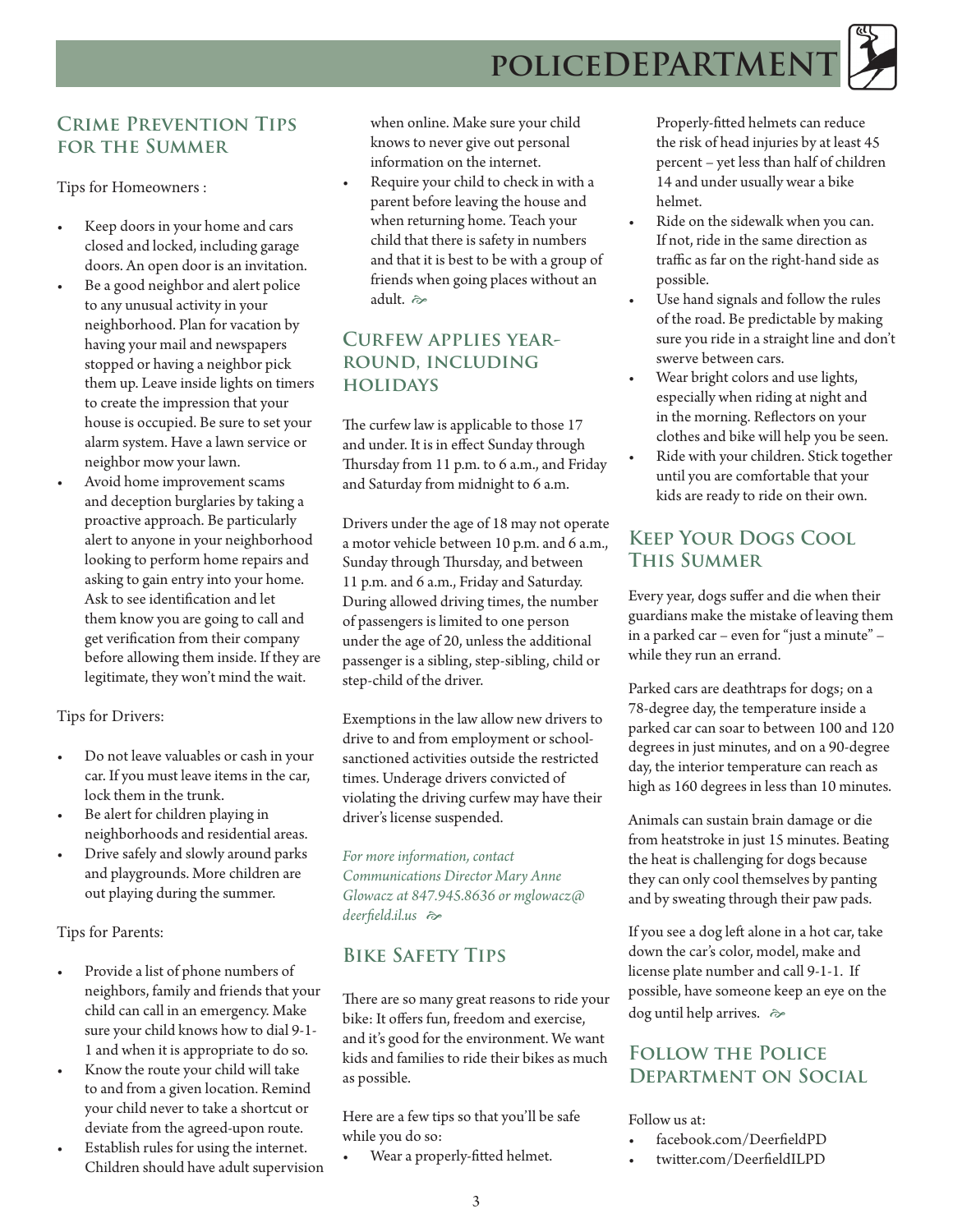## Crime Prevention Tips for the Summer

Tips for Homeowners :

- Keep doors in your home and cars closed and locked, including garage doors. An open door is an invitation.
- Be a good neighbor and alert police to any unusual activity in your neighborhood. Plan for vacation by having your mail and newspapers stopped or having a neighbor pick them up. Leave inside lights on timers to create the impression that your house is occupied. Be sure to set your alarm system. Have a lawn service or neighbor mow your lawn.
- Avoid home improvement scams and deception burglaries by taking a proactive approach. Be particularly alert to anyone in your neighborhood looking to perform home repairs and asking to gain entry into your home. Ask to see identification and let them know you are going to call and get verification from their company before allowing them inside. If they are legitimate, they won't mind the wait.

Tips for Drivers:

- Do not leave valuables or cash in your car. If you must leave items in the car, lock them in the trunk.
- Be alert for children playing in neighborhoods and residential areas.
- Drive safely and slowly around parks and playgrounds. More children are out playing during the summer.

Tips for Parents:

- Provide a list of phone numbers of neighbors, family and friends that your child can call in an emergency. Make sure your child knows how to dial 9-1-1 and when it is appropriate to do so.
- Know the route your child will take to and from a given location. Remind your child never to take a shortcut or deviate from the agreed-upon route.
- Establish rules for using the internet. Children should have adult supervision when online. Make sure your child knows to never give out personal information on the internet.
- Require your child to check in with a parent before leaving the house and when returning home. Teach your child that there is safety in numbers and that it is best to be with a group of friends when going places without an adult.

## Curfew applies year-round, including holidays

The curfew law is applicable to those 17 and under. It is in effect Sunday through Thursday from 11 p.m. to 6 a.m., and Friday and Saturday from midnight to 6 a.m.

Drivers under the age of 18 may not operate a motor vehicle between 10 p.m. and 6 a.m., Sunday through Thursday, and between 11 p.m. and 6 a.m., Friday and Saturday. During allowed driving times, the number of passengers is limited to one person under the age of 20, unless the additional passenger is a sibling, step-sibling, child or step-child of the driver.

Exemptions in the law allow new drivers to drive to and from employment or school-sanctioned activities outside the restricted times. Underage drivers convicted of violating the driving curfew may have their driver's license suspended.

*For more information, contact Communications Director Mary Anne Glowacz at 847.945.8636 or mglowacz@deerfield.il.us*

## Bike Safety Tips

There are so many great reasons to ride your bike: It offers fun, freedom and exercise, and it's good for the environment. We want kids and families to ride their bikes as much as possible.

Here are a few tips so that you'll be safe while you do so:

- Wear a properly-fitted helmet. Properly-fitted helmets can reduce the risk of head injuries by at least 45 percent – yet less than half of children 14 and under usually wear a bike helmet.
- Ride on the sidewalk when you can. If not, ride in the same direction as traffic as far on the right-hand side as possible.
- Use hand signals and follow the rules of the road. Be predictable by making sure you ride in a straight line and don't swerve between cars.
- Wear bright colors and use lights, especially when riding at night and in the morning. Reflectors on your clothes and bike will help you be seen.
- Ride with your children. Stick together until you are comfortable that your kids are ready to ride on their own.

## Keep Your Dogs Cool This Summer

Every year, dogs suffer and die when their guardians make the mistake of leaving them in a parked car – even for "just a minute" – while they run an errand.

Parked cars are deathtraps for dogs; on a 78-degree day, the temperature inside a parked car can soar to between 100 and 120 degrees in just minutes, and on a 90-degree day, the interior temperature can reach as high as 160 degrees in less than 10 minutes.

Animals can sustain brain damage or die from heatstroke in just 15 minutes. Beating the heat is challenging for dogs because they can only cool themselves by panting and by sweating through their paw pads.

If you see a dog left alone in a hot car, take down the car's color, model, make and license plate number and call 9-1-1. If possible, have someone keep an eye on the dog until help arrives.

## Follow the Police Department on Social

Follow us at:

- facebook.com/DeerfieldPD
- twitter.com/DeerfieldILPD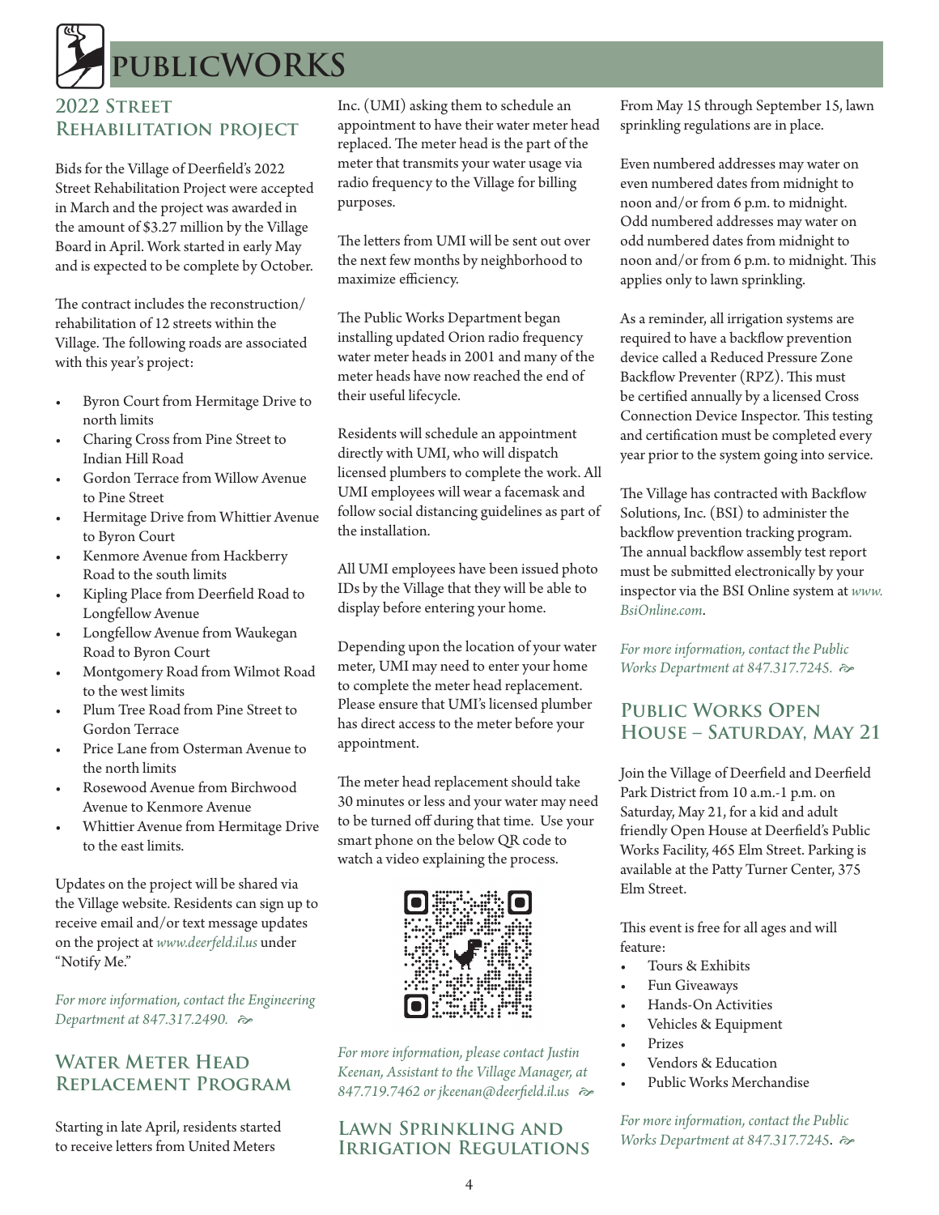# publicWORKS

## 2022 Street Rehabilitation project

Bids for the Village of Deerfield's 2022 Street Rehabilitation Project were accepted in March and the project was awarded in the amount of $3.27 million by the Village Board in April. Work started in early May and is expected to be complete by October.

The contract includes the reconstruction/rehabilitation of 12 streets within the Village. The following roads are associated with this year's project:

- Byron Court from Hermitage Drive to north limits
- Charing Cross from Pine Street to Indian Hill Road
- Gordon Terrace from Willow Avenue to Pine Street
- Hermitage Drive from Whittier Avenue to Byron Court
- Kenmore Avenue from Hackberry Road to the south limits
- Kipling Place from Deerfield Road to Longfellow Avenue
- Longfellow Avenue from Waukegan Road to Byron Court
- Montgomery Road from Wilmot Road to the west limits
- Plum Tree Road from Pine Street to Gordon Terrace
- Price Lane from Osterman Avenue to the north limits
- Rosewood Avenue from Birchwood Avenue to Kenmore Avenue
- Whittier Avenue from Hermitage Drive to the east limits.

Updates on the project will be shared via the Village website. Residents can sign up to receive email and/or text message updates on the project at *www.deerfeld.il.us* under "Notify Me."

*For more information, contact the Engineering Department at 847.317.2490.*

## Water Meter Head Replacement Program

Starting in late April, residents started to receive letters from United Meters Inc. (UMI) asking them to schedule an appointment to have their water meter head replaced. The meter head is the part of the meter that transmits your water usage via radio frequency to the Village for billing purposes.

The letters from UMI will be sent out over the next few months by neighborhood to maximize efficiency.

The Public Works Department began installing updated Orion radio frequency water meter heads in 2001 and many of the meter heads have now reached the end of their useful lifecycle.

Residents will schedule an appointment directly with UMI, who will dispatch licensed plumbers to complete the work. All UMI employees will wear a facemask and follow social distancing guidelines as part of the installation.

All UMI employees have been issued photo IDs by the Village that they will be able to display before entering your home.

Depending upon the location of your water meter, UMI may need to enter your home to complete the meter head replacement. Please ensure that UMI's licensed plumber has direct access to the meter before your appointment.

The meter head replacement should take 30 minutes or less and your water may need to be turned off during that time. Use your smart phone on the below QR code to watch a video explaining the process.

*For more information, please contact Justin Keenan, Assistant to the Village Manager, at 847.719.7462 or jkeenan@deerfield.il.us*

## Lawn Sprinkling and Irrigation Regulations

From May 15 through September 15, lawn sprinkling regulations are in place.

Even numbered addresses may water on even numbered dates from midnight to noon and/or from 6 p.m. to midnight. Odd numbered addresses may water on odd numbered dates from midnight to noon and/or from 6 p.m. to midnight. This applies only to lawn sprinkling.

As a reminder, all irrigation systems are required to have a backflow prevention device called a Reduced Pressure Zone Backflow Preventer (RPZ). This must be certified annually by a licensed Cross Connection Device Inspector. This testing and certification must be completed every year prior to the system going into service.

The Village has contracted with Backflow Solutions, Inc. (BSI) to administer the backflow prevention tracking program. The annual backflow assembly test report must be submitted electronically by your inspector via the BSI Online system at *www.BsiOnline.com*.

*For more information, contact the Public Works Department at 847.317.7245.*

## Public Works Open House – Saturday, May 21

Join the Village of Deerfield and Deerfield Park District from 10 a.m.-1 p.m. on Saturday, May 21, for a kid and adult friendly Open House at Deerfield's Public Works Facility, 465 Elm Street. Parking is available at the Patty Turner Center, 375 Elm Street.

This event is free for all ages and will feature:

- Tours & Exhibits
- Fun Giveaways
- Hands-On Activities
- Vehicles & Equipment
- Prizes
- Vendors & Education
- Public Works Merchandise

*For more information, contact the Public Works Department at 847.317.7245.*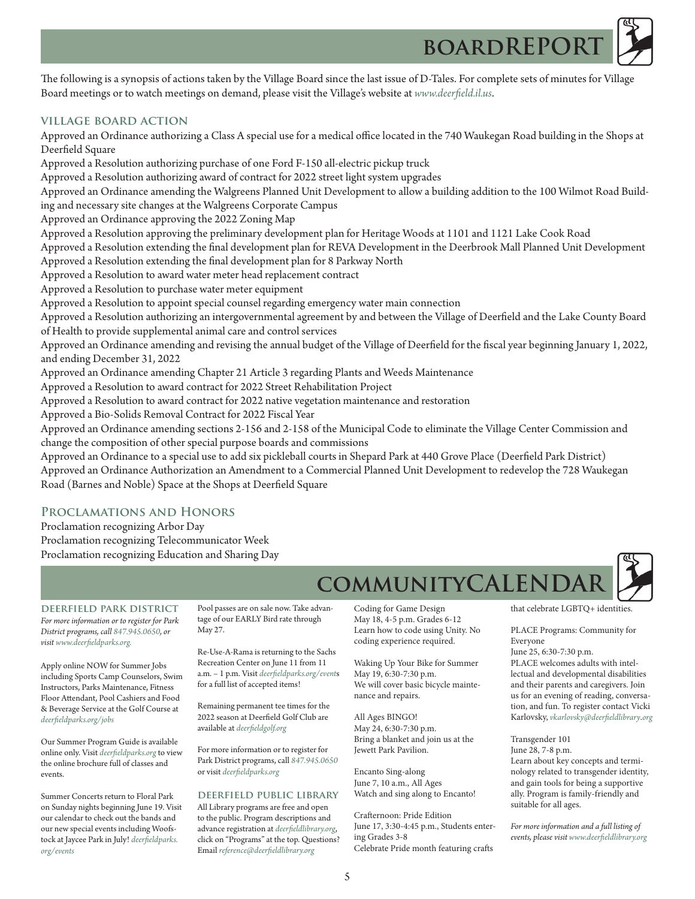# boardREPORT

The following is a synopsis of actions taken by the Village Board since the last issue of D-Tales. For complete sets of minutes for Village Board meetings or to watch meetings on demand, please visit the Village's website at *www.deerfield.il.us*.

## Village Board Action

Approved an Ordinance authorizing a Class A special use for a medical office located in the 740 Waukegan Road building in the Shops at Deerfield Square

Approved a Resolution authorizing purchase of one Ford F-150 all-electric pickup truck

Approved a Resolution authorizing award of contract for 2022 street light system upgrades

Approved an Ordinance amending the Walgreens Planned Unit Development to allow a building addition to the 100 Wilmot Road Building and necessary site changes at the Walgreens Corporate Campus

Approved an Ordinance approving the 2022 Zoning Map

Approved a Resolution approving the preliminary development plan for Heritage Woods at 1101 and 1121 Lake Cook Road

Approved a Resolution extending the final development plan for REVA Development in the Deerbrook Mall Planned Unit Development

Approved a Resolution extending the final development plan for 8 Parkway North

Approved a Resolution to award water meter head replacement contract

Approved a Resolution to purchase water meter equipment

Approved a Resolution to appoint special counsel regarding emergency water main connection

Approved a Resolution authorizing an intergovernmental agreement by and between the Village of Deerfield and the Lake County Board of Health to provide supplemental animal care and control services

Approved an Ordinance amending and revising the annual budget of the Village of Deerfield for the fiscal year beginning January 1, 2022, and ending December 31, 2022

Approved an Ordinance amending Chapter 21 Article 3 regarding Plants and Weeds Maintenance

Approved a Resolution to award contract for 2022 Street Rehabilitation Project

Approved a Resolution to award contract for 2022 native vegetation maintenance and restoration

Approved a Bio-Solids Removal Contract for 2022 Fiscal Year

Approved an Ordinance amending sections 2-156 and 2-158 of the Municipal Code to eliminate the Village Center Commission and change the composition of other special purpose boards and commissions

Approved an Ordinance to a special use to add six pickleball courts in Shepard Park at 440 Grove Place (Deerfield Park District)

Approved an Ordinance Authorization an Amendment to a Commercial Planned Unit Development to redevelop the 728 Waukegan Road (Barnes and Noble) Space at the Shops at Deerfield Square

## Proclamations and Honors

Proclamation recognizing Arbor Day

Proclamation recognizing Telecommunicator Week

Proclamation recognizing Education and Sharing Day

# communityCALENDAR

## Deerfield Park District

*For more information or to register for Park District programs, call 847.945.0650, or visit www.deerfieldparks.org.*

Apply online NOW for Summer Jobs including Sports Camp Counselors, Swim Instructors, Parks Maintenance, Fitness Floor Attendant, Pool Cashiers and Food & Beverage Service at the Golf Course at *deerfieldparks.org/jobs*

Our Summer Program Guide is available online only. Visit *deerfieldparks.org* to view the online brochure full of classes and events.

Summer Concerts return to Floral Park on Sunday nights beginning June 19. Visit our calendar to check out the bands and our new special events including Woofstock at Jaycee Park in July! *deerfieldparks.org/events*

Pool passes are on sale now. Take advantage of our EARLY Bird rate through May 27.

Re-Use-A-Rama is returning to the Sachs Recreation Center on June 11 from 11 a.m. – 1 p.m. Visit *deerfieldparks.org/events* for a full list of accepted items!

Remaining permanent tee times for the 2022 season at Deerfield Golf Club are available at *deerfieldgolf.org*

For more information or to register for Park District programs, call *847.945.0650* or visit *deerfieldparks.org*

## Deerfield Public Library

All Library programs are free and open to the public. Program descriptions and advance registration at *deerfieldlibrary.org*, click on "Programs" at the top. Questions? Email *reference@deerfieldlibrary.org*

Coding for Game Design
May 18, 4-5 p.m. Grades 6-12
Learn how to code using Unity. No coding experience required.

Waking Up Your Bike for Summer
May 19, 6:30-7:30 p.m.
We will cover basic bicycle maintenance and repairs.

All Ages BINGO!
May 24, 6:30-7:30 p.m.
Bring a blanket and join us at the Jewett Park Pavilion.

Encanto Sing-along
June 7, 10 a.m., All Ages
Watch and sing along to Encanto!

Crafternoon: Pride Edition
June 17, 3:30-4:45 p.m., Students entering Grades 3-8
Celebrate Pride month featuring crafts that celebrate LGBTQ+ identities.

PLACE Programs: Community for Everyone
June 25, 6:30-7:30 p.m.
PLACE welcomes adults with intellectual and developmental disabilities and their parents and caregivers. Join us for an evening of reading, conversation, and fun. To register contact Vicki Karlovsky, *vkarlovsky@deerfieldlibrary.org*

Transgender 101
June 28, 7-8 p.m.
Learn about key concepts and terminology related to transgender identity, and gain tools for being a supportive ally. Program is family-friendly and suitable for all ages.

*For more information and a full listing of events, please visit www.deerfieldlibrary.org*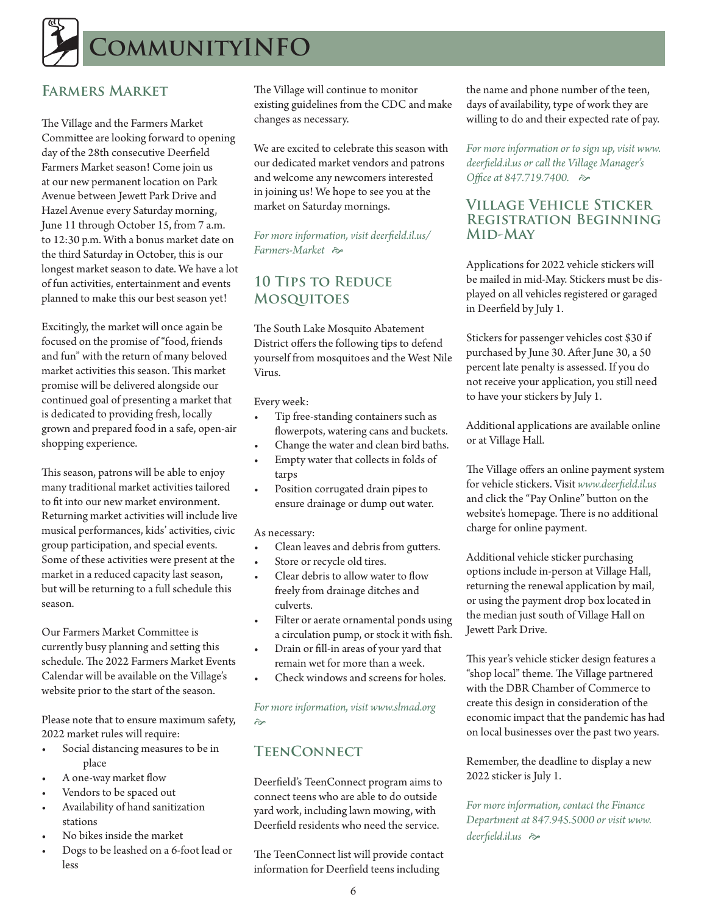# CommunityINFO

## Farmers Market

The Village and the Farmers Market Committee are looking forward to opening day of the 28th consecutive Deerfield Farmers Market season! Come join us at our new permanent location on Park Avenue between Jewett Park Drive and Hazel Avenue every Saturday morning, June 11 through October 15, from 7 a.m. to 12:30 p.m. With a bonus market date on the third Saturday in October, this is our longest market season to date. We have a lot of fun activities, entertainment and events planned to make this our best season yet!

Excitingly, the market will once again be focused on the promise of "food, friends and fun" with the return of many beloved market activities this season. This market promise will be delivered alongside our continued goal of presenting a market that is dedicated to providing fresh, locally grown and prepared food in a safe, open-air shopping experience.

This season, patrons will be able to enjoy many traditional market activities tailored to fit into our new market environment. Returning market activities will include live musical performances, kids' activities, civic group participation, and special events. Some of these activities were present at the market in a reduced capacity last season, but will be returning to a full schedule this season.

Our Farmers Market Committee is currently busy planning and setting this schedule. The 2022 Farmers Market Events Calendar will be available on the Village's website prior to the start of the season.

Please note that to ensure maximum safety, 2022 market rules will require:

- Social distancing measures to be in place
- A one-way market flow
- Vendors to be spaced out
- Availability of hand sanitization stations
- No bikes inside the market
- Dogs to be leashed on a 6-foot lead or less

The Village will continue to monitor existing guidelines from the CDC and make changes as necessary.

We are excited to celebrate this season with our dedicated market vendors and patrons and welcome any newcomers interested in joining us! We hope to see you at the market on Saturday mornings.

*For more information, visit deerfield.il.us/Farmers-Market*

## 10 Tips to Reduce Mosquitoes

The South Lake Mosquito Abatement District offers the following tips to defend yourself from mosquitoes and the West Nile Virus.

Every week:

- Tip free-standing containers such as flowerpots, watering cans and buckets.
- Change the water and clean bird baths.
- Empty water that collects in folds of tarps
- Position corrugated drain pipes to ensure drainage or dump out water.

As necessary:

- Clean leaves and debris from gutters.
- Store or recycle old tires.
- Clear debris to allow water to flow freely from drainage ditches and culverts.
- Filter or aerate ornamental ponds using a circulation pump, or stock it with fish.
- Drain or fill-in areas of your yard that remain wet for more than a week.
- Check windows and screens for holes.

*For more information, visit www.slmad.org*

## TeenConnect

Deerfield's TeenConnect program aims to connect teens who are able to do outside yard work, including lawn mowing, with Deerfield residents who need the service.

The TeenConnect list will provide contact information for Deerfield teens including the name and phone number of the teen, days of availability, type of work they are willing to do and their expected rate of pay.

*For more information or to sign up, visit www.deerfield.il.us or call the Village Manager's Office at 847.719.7400.*

## Village Vehicle Sticker Registration Beginning Mid-May

Applications for 2022 vehicle stickers will be mailed in mid-May. Stickers must be displayed on all vehicles registered or garaged in Deerfield by July 1.

Stickers for passenger vehicles cost $30 if purchased by June 30. After June 30, a 50 percent late penalty is assessed. If you do not receive your application, you still need to have your stickers by July 1.

Additional applications are available online or at Village Hall.

The Village offers an online payment system for vehicle stickers. Visit *www.deerfield.il.us* and click the "Pay Online" button on the website's homepage. There is no additional charge for online payment.

Additional vehicle sticker purchasing options include in-person at Village Hall, returning the renewal application by mail, or using the payment drop box located in the median just south of Village Hall on Jewett Park Drive.

This year's vehicle sticker design features a "shop local" theme. The Village partnered with the DBR Chamber of Commerce to create this design in consideration of the economic impact that the pandemic has had on local businesses over the past two years.

Remember, the deadline to display a new 2022 sticker is July 1.

*For more information, contact the Finance Department at 847.945.5000 or visit www.deerfield.il.us*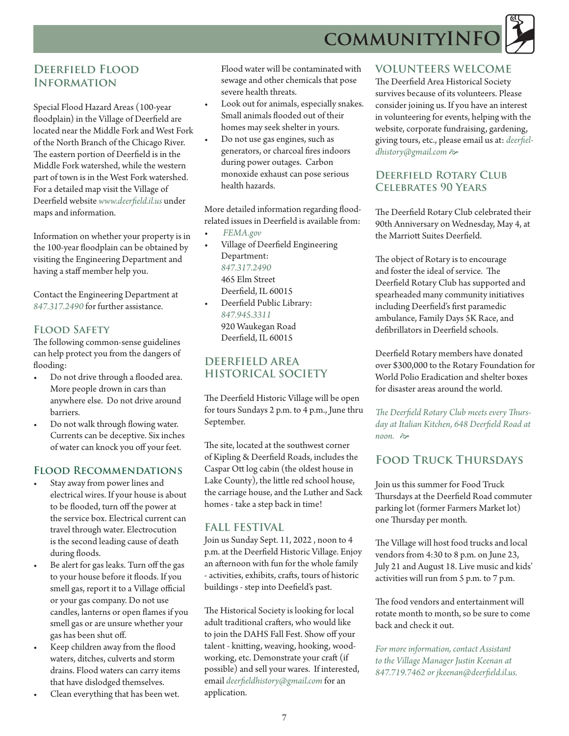# COMMUNITYINFO

## Deerfield Flood Information

Special Flood Hazard Areas (100-year floodplain) in the Village of Deerfield are located near the Middle Fork and West Fork of the North Branch of the Chicago River. The eastern portion of Deerfield is in the Middle Fork watershed, while the western part of town is in the West Fork watershed. For a detailed map visit the Village of Deerfield website *www.deerfield.il.us* under maps and information.

Information on whether your property is in the 100-year floodplain can be obtained by visiting the Engineering Department and having a staff member help you.

Contact the Engineering Department at *847.317.2490* for further assistance.

## Flood Safety

The following common-sense guidelines can help protect you from the dangers of flooding:

- Do not drive through a flooded area. More people drown in cars than anywhere else. Do not drive around barriers.
- Do not walk through flowing water. Currents can be deceptive. Six inches of water can knock you off your feet.

## Flood Recommendations

- Stay away from power lines and electrical wires. If your house is about to be flooded, turn off the power at the service box. Electrical current can travel through water. Electrocution is the second leading cause of death during floods.
- Be alert for gas leaks. Turn off the gas to your house before it floods. If you smell gas, report it to a Village official or your gas company. Do not use candles, lanterns or open flames if you smell gas or are unsure whether your gas has been shut off.
- Keep children away from the flood waters, ditches, culverts and storm drains. Flood waters can carry items that have dislodged themselves.
- Clean everything that has been wet. Flood water will be contaminated with sewage and other chemicals that pose severe health threats.
- Look out for animals, especially snakes. Small animals flooded out of their homes may seek shelter in yours.
- Do not use gas engines, such as generators, or charcoal fires indoors during power outages. Carbon monoxide exhaust can pose serious health hazards.

More detailed information regarding flood-related issues in Deerfield is available from:

- *FEMA.gov*
- Village of Deerfield Engineering Department:
  *847.317.2490*
  465 Elm Street
  Deerfield, IL 60015
- Deerfield Public Library:
  *847.945.3311*
  920 Waukegan Road
  Deerfield, IL 60015

## Deerfield Area Historical Society

The Deerfield Historic Village will be open for tours Sundays 2 p.m. to 4 p.m., June thru September.

The site, located at the southwest corner of Kipling & Deerfield Roads, includes the Caspar Ott log cabin (the oldest house in Lake County), the little red school house, the carriage house, and the Luther and Sack homes - take a step back in time!

## Fall Festival

Join us Sunday Sept. 11, 2022 , noon to 4 p.m. at the Deerfield Historic Village. Enjoy an afternoon with fun for the whole family - activities, exhibits, crafts, tours of historic buildings - step into Deefield's past.

The Historical Society is looking for local adult traditional crafters, who would like to join the DAHS Fall Fest. Show off your talent - knitting, weaving, hooking, woodworking, etc. Demonstrate your craft (if possible) and sell your wares. If interested, email *deerfieldhistory@gmail.com* for an application.

## Volunteers Welcome

The Deerfield Area Historical Society survives because of its volunteers. Please consider joining us. If you have an interest in volunteering for events, helping with the website, corporate fundraising, gardening, giving tours, etc., please email us at: *deerfieldhistory@gmail.com*

## Deerfield Rotary Club Celebrates 90 Years

The Deerfield Rotary Club celebrated their 90th Anniversary on Wednesday, May 4, at the Marriott Suites Deerfield.

The object of Rotary is to encourage and foster the ideal of service. The Deerfield Rotary Club has supported and spearheaded many community initiatives including Deerfield's first paramedic ambulance, Family Days 5K Race, and defibrillators in Deerfield schools.

Deerfield Rotary members have donated over $300,000 to the Rotary Foundation for World Polio Eradication and shelter boxes for disaster areas around the world.

*The Deerfield Rotary Club meets every Thursday at Italian Kitchen, 648 Deerfield Road at noon.*

## Food Truck Thursdays

Join us this summer for Food Truck Thursdays at the Deerfield Road commuter parking lot (former Farmers Market lot) one Thursday per month.

The Village will host food trucks and local vendors from 4:30 to 8 p.m. on June 23, July 21 and August 18. Live music and kids' activities will run from 5 p.m. to 7 p.m.

The food vendors and entertainment will rotate month to month, so be sure to come back and check it out.

*For more information, contact Assistant to the Village Manager Justin Keenan at 847.719.7462 or jkeenan@deerfield.il.us.*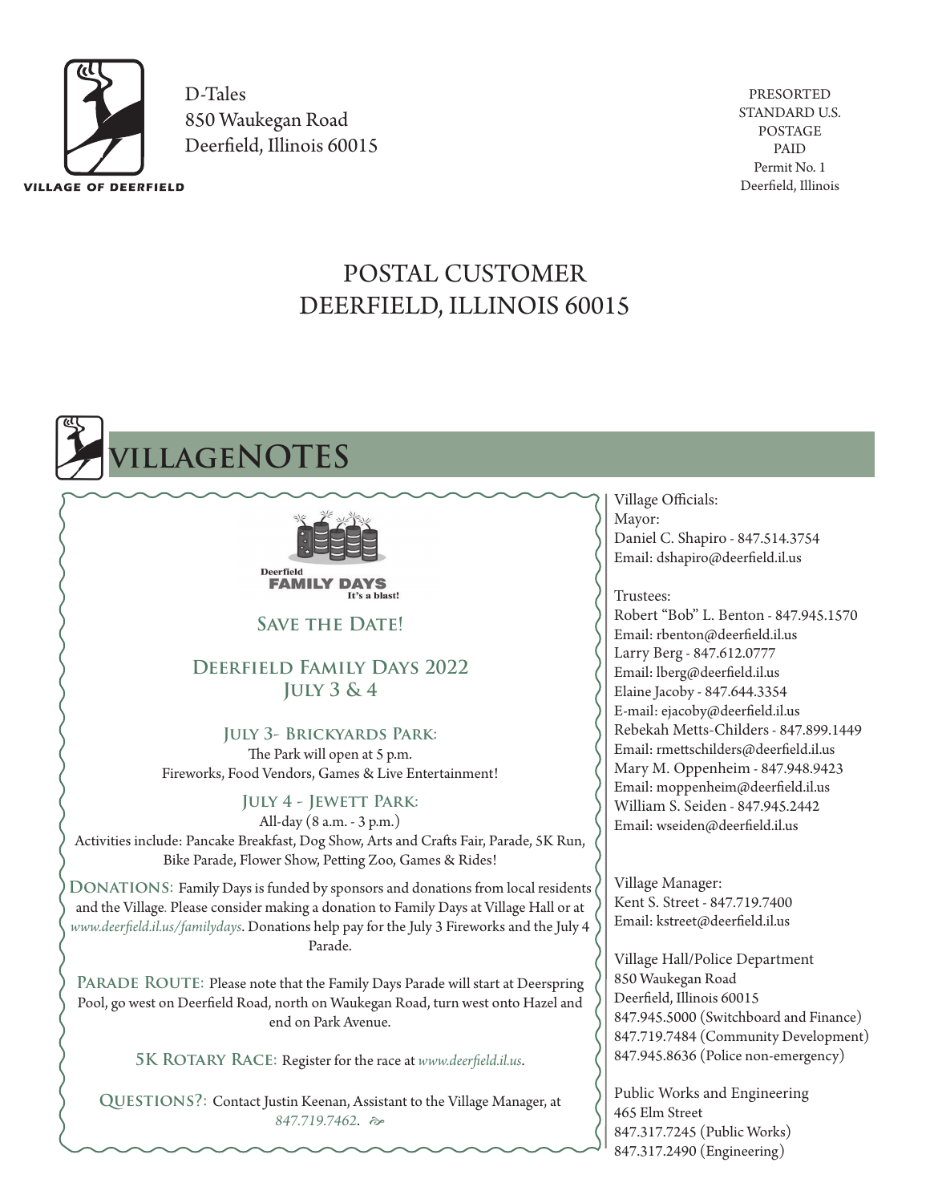D-Tales
850 Waukegan Road
Deerfield, Illinois 60015

VILLAGE OF DEERFIELD

PRESORTED
STANDARD U.S.
POSTAGE
PAID
Permit No. 1
Deerfield, Illinois

POSTAL CUSTOMER
DEERFIELD, ILLINOIS 60015

# villageNOTES

Deerfield
**FAMILY DAYS**
It's a blast!

## Save the Date!

## Deerfield Family Days 2022
## July 3 & 4

### July 3- Brickyards Park:

The Park will open at 5 p.m.
Fireworks, Food Vendors, Games & Live Entertainment!

### July 4 - Jewett Park:

All-day (8 a.m. - 3 p.m.)
Activities include: Pancake Breakfast, Dog Show, Arts and Crafts Fair, Parade, 5K Run, Bike Parade, Flower Show, Petting Zoo, Games & Rides!

**Donations:** Family Days is funded by sponsors and donations from local residents and the Village. Please consider making a donation to Family Days at Village Hall or at *www.deerfield.il.us/familydays*. Donations help pay for the July 3 Fireworks and the July 4 Parade.

**Parade Route:** Please note that the Family Days Parade will start at Deerspring Pool, go west on Deerfield Road, north on Waukegan Road, turn west onto Hazel and end on Park Avenue.

**5K Rotary Race:** Register for the race at *www.deerfield.il.us*.

**Questions?:** Contact Justin Keenan, Assistant to the Village Manager, at *847.719.7462*.

Village Officials:
Mayor:
Daniel C. Shapiro - 847.514.3754
Email: dshapiro@deerfield.il.us

Trustees:
Robert "Bob" L. Benton - 847.945.1570
Email: rbenton@deerfield.il.us
Larry Berg - 847.612.0777
Email: lberg@deerfield.il.us
Elaine Jacoby - 847.644.3354
E-mail: ejacoby@deerfield.il.us
Rebekah Metts-Childers - 847.899.1449
Email: rmettschilders@deerfield.il.us
Mary M. Oppenheim - 847.948.9423
Email: moppenheim@deerfield.il.us
William S. Seiden - 847.945.2442
Email: wseiden@deerfield.il.us

Village Manager:
Kent S. Street - 847.719.7400
Email: kstreet@deerfield.il.us

Village Hall/Police Department
850 Waukegan Road
Deerfield, Illinois 60015
847.945.5000 (Switchboard and Finance)
847.719.7484 (Community Development)
847.945.8636 (Police non-emergency)

Public Works and Engineering
465 Elm Street
847.317.7245 (Public Works)
847.317.2490 (Engineering)